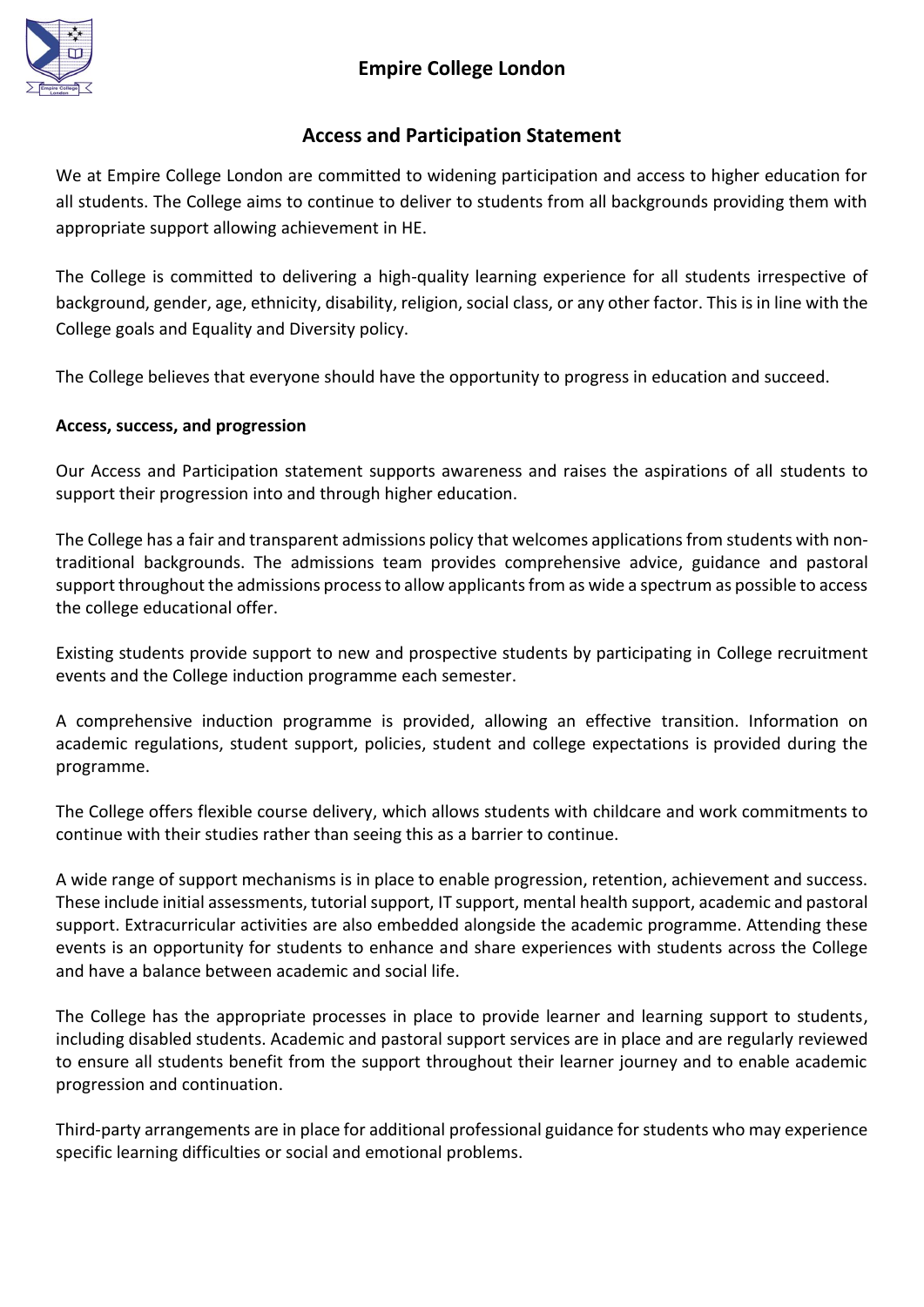# Empire College London

## Access and Participation Statement

We at Empire College London are committed to widening participation and access to higher education for all students. The College aims to continue to deliver to students from all backgrounds providing them with appropriate support allowing achievement in HE.

The College is committed to delivering a high-quality learning experience for all students irrespective of background, gender, age, ethnicity, disability, religion, social class, or any other factor. This is in line with the College goals and Equality and Diversity policy.

The College believes that everyone should have the opportunity to progress in education and succeed.

**Access, success, and progression**

Our Access and Participation statement supports awareness and raises the aspirations of all students to support their progression into and through higher education.

The College has a fair and transparent admissions policy that welcomes applications from students with non-traditional backgrounds. The admissions team provides comprehensive advice, guidance and pastoral support throughout the admissions process to allow applicants from as wide a spectrum as possible to access the college educational offer.

Existing students provide support to new and prospective students by participating in College recruitment events and the College induction programme each semester.

A comprehensive induction programme is provided, allowing an effective transition. Information on academic regulations, student support, policies, student and college expectations is provided during the programme.

The College offers flexible course delivery, which allows students with childcare and work commitments to continue with their studies rather than seeing this as a barrier to continue.

A wide range of support mechanisms is in place to enable progression, retention, achievement and success. These include initial assessments, tutorial support, IT support, mental health support, academic and pastoral support. Extracurricular activities are also embedded alongside the academic programme. Attending these events is an opportunity for students to enhance and share experiences with students across the College and have a balance between academic and social life.

The College has the appropriate processes in place to provide learner and learning support to students, including disabled students. Academic and pastoral support services are in place and are regularly reviewed to ensure all students benefit from the support throughout their learner journey and to enable academic progression and continuation.

Third-party arrangements are in place for additional professional guidance for students who may experience specific learning difficulties or social and emotional problems.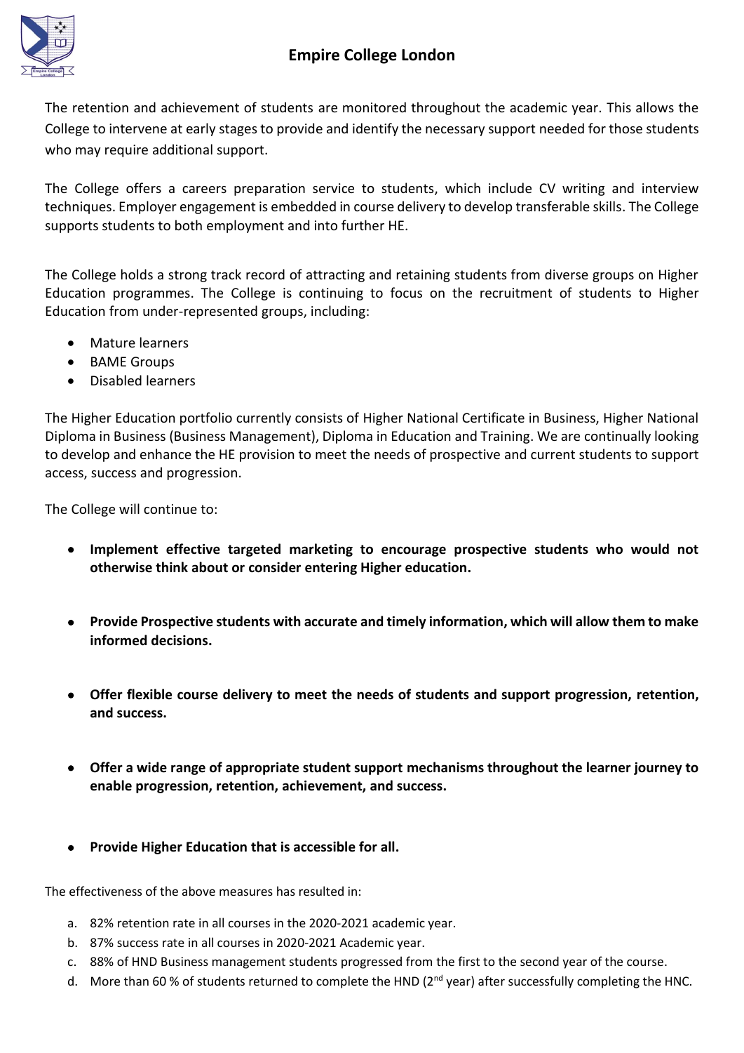The retention and achievement of students are monitored throughout the academic year. This allows the College to intervene at early stages to provide and identify the necessary support needed for those students who may require additional support.

The College offers a careers preparation service to students, which include CV writing and interview techniques. Employer engagement is embedded in course delivery to develop transferable skills. The College supports students to both employment and into further HE.

The College holds a strong track record of attracting and retaining students from diverse groups on Higher Education programmes. The College is continuing to focus on the recruitment of students to Higher Education from under-represented groups, including:

- Mature learners
- BAME Groups
- Disabled learners

The Higher Education portfolio currently consists of Higher National Certificate in Business, Higher National Diploma in Business (Business Management), Diploma in Education and Training. We are continually looking to develop and enhance the HE provision to meet the needs of prospective and current students to support access, success and progression.

The College will continue to:

- **Implement effective targeted marketing to encourage prospective students who would not otherwise think about or consider entering Higher education.**
- **Provide Prospective students with accurate and timely information, which will allow them to make informed decisions.**
- **Offer flexible course delivery to meet the needs of students and support progression, retention, and success.**
- **Offer a wide range of appropriate student support mechanisms throughout the learner journey to enable progression, retention, achievement, and success.**
- **Provide Higher Education that is accessible for all.**

The effectiveness of the above measures has resulted in:

a. 82% retention rate in all courses in the 2020-2021 academic year.
b. 87% success rate in all courses in 2020-2021 Academic year.
c. 88% of HND Business management students progressed from the first to the second year of the course.
d. More than 60 % of students returned to complete the HND (2nd year) after successfully completing the HNC.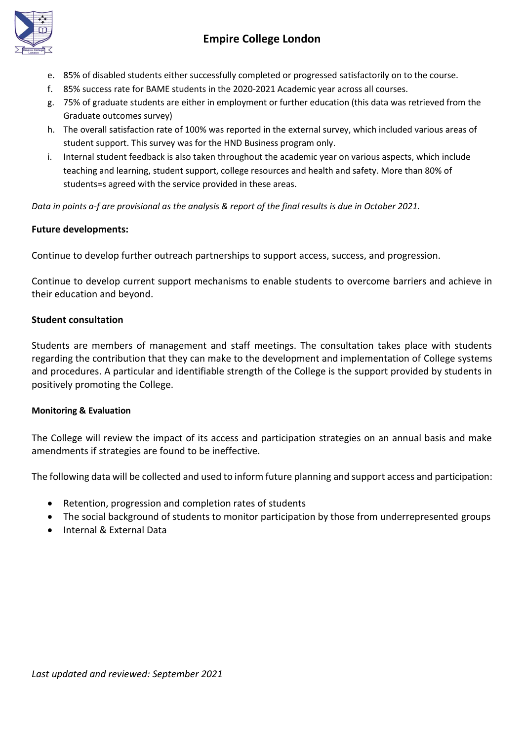e. 85% of disabled students either successfully completed or progressed satisfactorily on to the course.
f. 85% success rate for BAME students in the 2020-2021 Academic year across all courses.
g. 75% of graduate students are either in employment or further education (this data was retrieved from the Graduate outcomes survey)
h. The overall satisfaction rate of 100% was reported in the external survey, which included various areas of student support. This survey was for the HND Business program only.
i. Internal student feedback is also taken throughout the academic year on various aspects, which include teaching and learning, student support, college resources and health and safety. More than 80% of students=s agreed with the service provided in these areas.

*Data in points a-f are provisional as the analysis & report of the final results is due in October 2021.*

**Future developments:**

Continue to develop further outreach partnerships to support access, success, and progression.

Continue to develop current support mechanisms to enable students to overcome barriers and achieve in their education and beyond.

**Student consultation**

Students are members of management and staff meetings. The consultation takes place with students regarding the contribution that they can make to the development and implementation of College systems and procedures. A particular and identifiable strength of the College is the support provided by students in positively promoting the College.

**Monitoring & Evaluation**

The College will review the impact of its access and participation strategies on an annual basis and make amendments if strategies are found to be ineffective.

The following data will be collected and used to inform future planning and support access and participation:

- Retention, progression and completion rates of students
- The social background of students to monitor participation by those from underrepresented groups
- Internal & External Data

*Last updated and reviewed: September 2021*